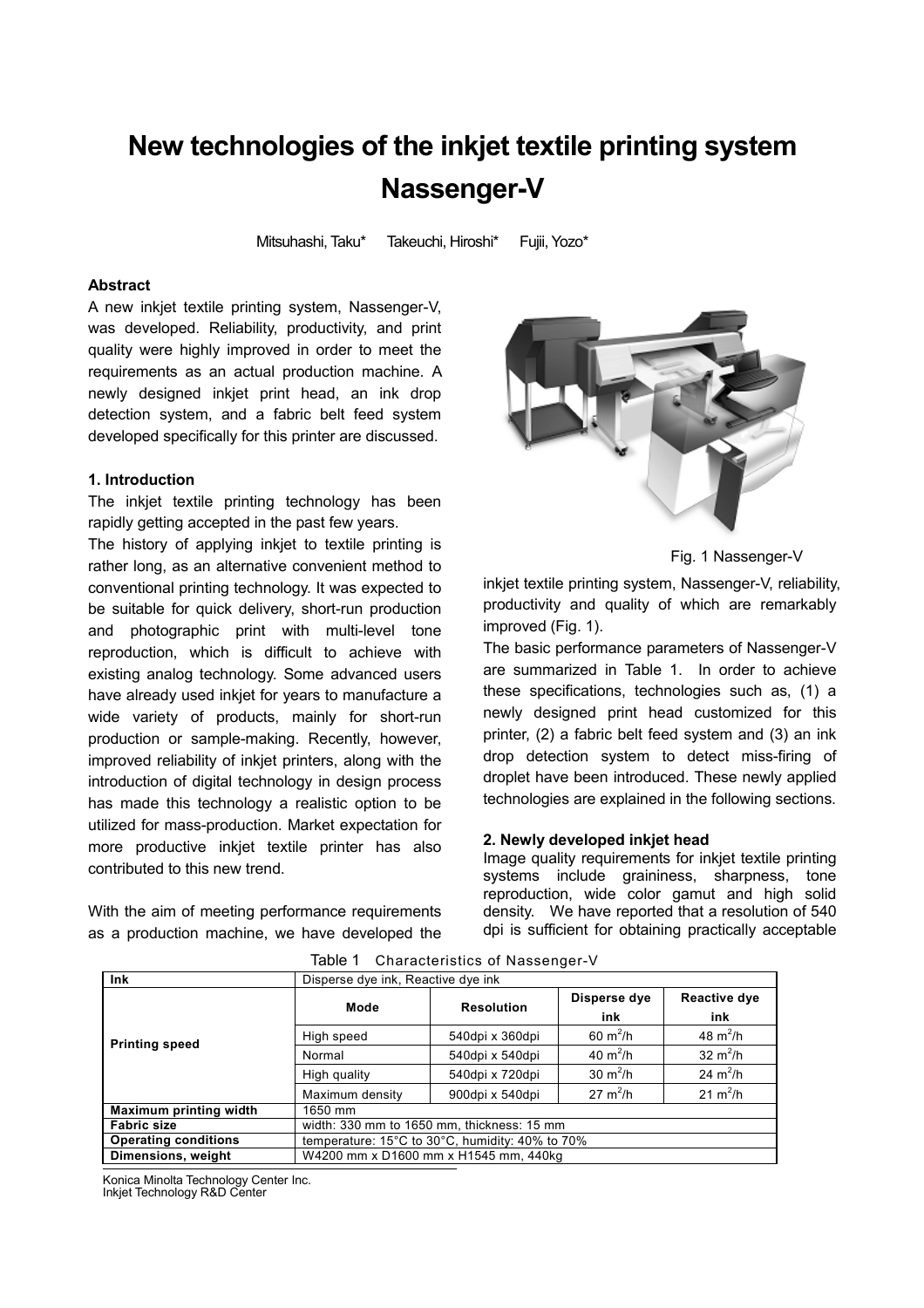# New technologies of the inkjet textile printing system Nassenger-V

Mitsuhashi, Taku* Takeuchi, Hiroshi* Fujii, Yozo*

### Abstract

A new inkjet textile printing system, Nassenger-V, was developed. Reliability, productivity, and print quality were highly improved in order to meet the requirements as an actual production machine. A newly designed inkjet print head, an ink drop detection system, and a fabric belt feed system developed specifically for this printer are discussed.

### 1. Introduction

The inkjet textile printing technology has been rapidly getting accepted in the past few years.

The history of applying inkjet to textile printing is rather long, as an alternative convenient method to conventional printing technology. It was expected to be suitable for quick delivery, short-run production and photographic print with multi-level tone reproduction, which is difficult to achieve with existing analog technology. Some advanced users have already used inkjet for years to manufacture a wide variety of products, mainly for short-run production or sample-making. Recently, however, improved reliability of inkjet printers, along with the introduction of digital technology in design process has made this technology a realistic option to be utilized for mass-production. Market expectation for more productive inkjet textile printer has also contributed to this new trend.

With the aim of meeting performance requirements as a production machine, we have developed the inkjet textile printing system, Nassenger-V, reliability, productivity and quality of which are remarkably improved (Fig. 1).

Fig. 1 Nassenger-V

The basic performance parameters of Nassenger-V are summarized in Table 1. In order to achieve these specifications, technologies such as, (1) a newly designed print head customized for this printer, (2) a fabric belt feed system and (3) an ink drop detection system to detect miss-firing of droplet have been introduced. These newly applied technologies are explained in the following sections.

### 2. Newly developed inkjet head

Image quality requirements for inkjet textile printing systems include graininess, sharpness, tone reproduction, wide color gamut and high solid density. We have reported that a resolution of 540 dpi is sufficient for obtaining practically acceptable

Table 1 Characteristics of Nassenger-V

| Ink | Disperse dye ink, Reactive dye ink | | | |
|---|---|---|---|---|
| Printing speed | Mode | Resolution | Disperse dye ink | Reactive dye ink |
| | High speed | 540dpi x 360dpi | 60 $m^2$/h | 48 $m^2$/h |
| | Normal | 540dpi x 540dpi | 40 $m^2$/h | 32 $m^2$/h |
| | High quality | 540dpi x 720dpi | 30 $m^2$/h | 24 $m^2$/h |
| | Maximum density | 900dpi x 540dpi | 27 $m^2$/h | 21 $m^2$/h |
| Maximum printing width | 1650 mm | | | |
| Fabric size | width: 330 mm to 1650 mm, thickness: 15 mm | | | |
| Operating conditions | temperature: 15°C to 30°C, humidity: 40% to 70% | | | |
| Dimensions, weight | W4200 mm x D1600 mm x H1545 mm, 440kg | | | |

Konica Minolta Technology Center Inc.
Inkjet Technology R&D Center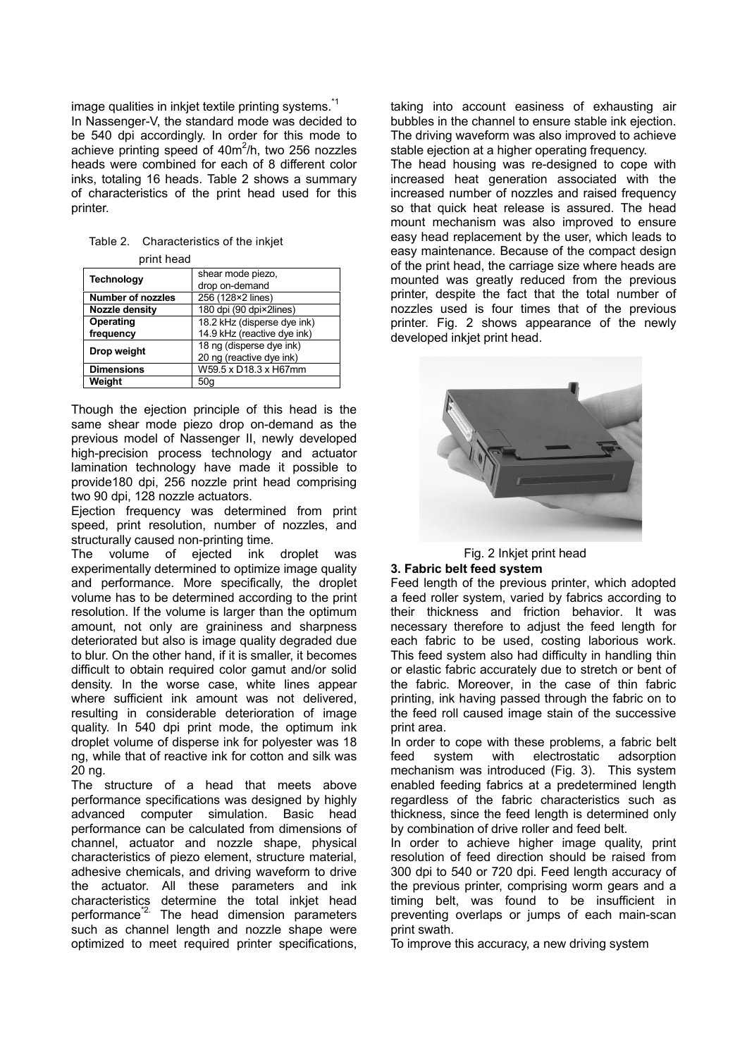image qualities in inkjet textile printing systems.[*1]

In Nassenger-V, the standard mode was decided to be 540 dpi accordingly. In order for this mode to achieve printing speed of 40m$^2$/h, two 256 nozzles heads were combined for each of 8 different color inks, totaling 16 heads. Table 2 shows a summary of characteristics of the print head used for this printer.

Table 2. Characteristics of the inkjet print head

| Technology | shear mode piezo, drop on-demand |
|---|---|
| Number of nozzles | 256 (128×2 lines) |
| Nozzle density | 180 dpi (90 dpi×2lines) |
| Operating frequency | 18.2 kHz (disperse dye ink)<br>14.9 kHz (reactive dye ink) |
| Drop weight | 18 ng (disperse dye ink)<br>20 ng (reactive dye ink) |
| Dimensions | W59.5 x D18.3 x H67mm |
| Weight | 50g |

Though the ejection principle of this head is the same shear mode piezo drop on-demand as the previous model of Nassenger II, newly developed high-precision process technology and actuator lamination technology have made it possible to provide180 dpi, 256 nozzle print head comprising two 90 dpi, 128 nozzle actuators.

Ejection frequency was determined from print speed, print resolution, number of nozzles, and structurally caused non-printing time.

The volume of ejected ink droplet was experimentally determined to optimize image quality and performance. More specifically, the droplet volume has to be determined according to the print resolution. If the volume is larger than the optimum amount, not only are graininess and sharpness deteriorated but also is image quality degraded due to blur. On the other hand, if it is smaller, it becomes difficult to obtain required color gamut and/or solid density. In the worse case, white lines appear where sufficient ink amount was not delivered, resulting in considerable deterioration of image quality. In 540 dpi print mode, the optimum ink droplet volume of disperse ink for polyester was 18 ng, while that of reactive ink for cotton and silk was 20 ng.

The structure of a head that meets above performance specifications was designed by highly advanced computer simulation. Basic head performance can be calculated from dimensions of channel, actuator and nozzle shape, physical characteristics of piezo element, structure material, adhesive chemicals, and driving waveform to drive the actuator. All these parameters and ink characteristics determine the total inkjet head performance[*2.] The head dimension parameters such as channel length and nozzle shape were optimized to meet required printer specifications, taking into account easiness of exhausting air bubbles in the channel to ensure stable ink ejection. The driving waveform was also improved to achieve stable ejection at a higher operating frequency.

The head housing was re-designed to cope with increased heat generation associated with the increased number of nozzles and raised frequency so that quick heat release is assured. The head mount mechanism was also improved to ensure easy head replacement by the user, which leads to easy maintenance. Because of the compact design of the print head, the carriage size where heads are mounted was greatly reduced from the previous printer, despite the fact that the total number of nozzles used is four times that of the previous printer. Fig. 2 shows appearance of the newly developed inkjet print head.

Fig. 2 Inkjet print head

### 3. Fabric belt feed system

Feed length of the previous printer, which adopted a feed roller system, varied by fabrics according to their thickness and friction behavior. It was necessary therefore to adjust the feed length for each fabric to be used, costing laborious work. This feed system also had difficulty in handling thin or elastic fabric accurately due to stretch or bent of the fabric. Moreover, in the case of thin fabric printing, ink having passed through the fabric on to the feed roll caused image stain of the successive print area.

In order to cope with these problems, a fabric belt feed system with electrostatic adsorption mechanism was introduced (Fig. 3). This system enabled feeding fabrics at a predetermined length regardless of the fabric characteristics such as thickness, since the feed length is determined only by combination of drive roller and feed belt.

In order to achieve higher image quality, print resolution of feed direction should be raised from 300 dpi to 540 or 720 dpi. Feed length accuracy of the previous printer, comprising worm gears and a timing belt, was found to be insufficient in preventing overlaps or jumps of each main-scan print swath.

To improve this accuracy, a new driving system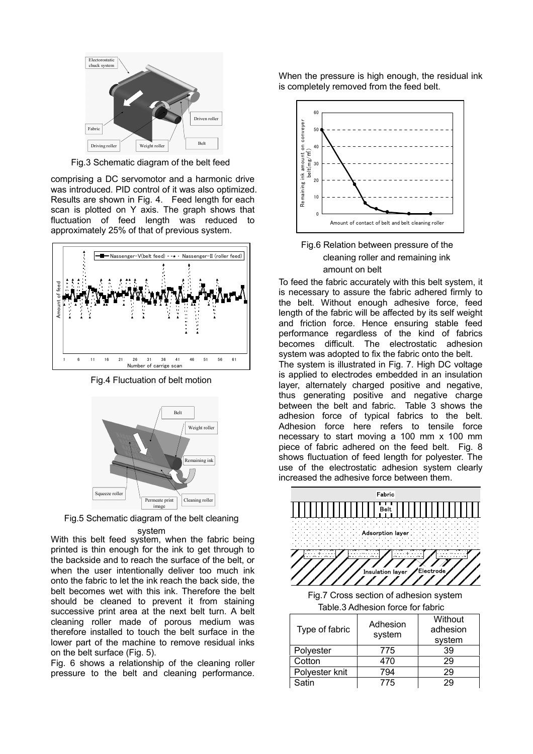Fig.3 Schematic diagram of the belt feed

comprising a DC servomotor and a harmonic drive was introduced. PID control of it was also optimized. Results are shown in Fig. 4. Feed length for each scan is plotted on Y axis. The graph shows that fluctuation of feed length was reduced to approximately 25% of that of previous system.

Fig.4 Fluctuation of belt motion

Fig.5 Schematic diagram of the belt cleaning system

With this belt feed system, when the fabric being printed is thin enough for the ink to get through to the backside and to reach the surface of the belt, or when the user intentionally deliver too much ink onto the fabric to let the ink reach the back side, the belt becomes wet with this ink. Therefore the belt should be cleaned to prevent it from staining successive print area at the next belt turn. A belt cleaning roller made of porous medium was therefore installed to touch the belt surface in the lower part of the machine to remove residual inks on the belt surface (Fig. 5).

Fig. 6 shows a relationship of the cleaning roller pressure to the belt and cleaning performance. When the pressure is high enough, the residual ink is completely removed from the feed belt.

Fig.6 Relation between pressure of the cleaning roller and remaining ink amount on belt

To feed the fabric accurately with this belt system, it is necessary to assure the fabric adhered firmly to the belt. Without enough adhesive force, feed length of the fabric will be affected by its self weight and friction force. Hence ensuring stable feed performance regardless of the kind of fabrics becomes difficult. The electrostatic adhesion system was adopted to fix the fabric onto the belt.

The system is illustrated in Fig. 7. High DC voltage is applied to electrodes embedded in an insulation layer, alternately charged positive and negative, thus generating positive and negative charge between the belt and fabric. Table 3 shows the adhesion force of typical fabrics to the belt. Adhesion force here refers to tensile force necessary to start moving a 100 mm x 100 mm piece of fabric adhered on the feed belt. Fig. 8 shows fluctuation of feed length for polyester. The use of the electrostatic adhesion system clearly increased the adhesive force between them.

Fig.7 Cross section of adhesion system

Table.3 Adhesion force for fabric

| Type of fabric | Adhesion system | Without adhesion system |
|---|---|---|
| Polyester | 775 | 39 |
| Cotton | 470 | 29 |
| Polyester knit | 794 | 29 |
| Satin | 775 | 29 |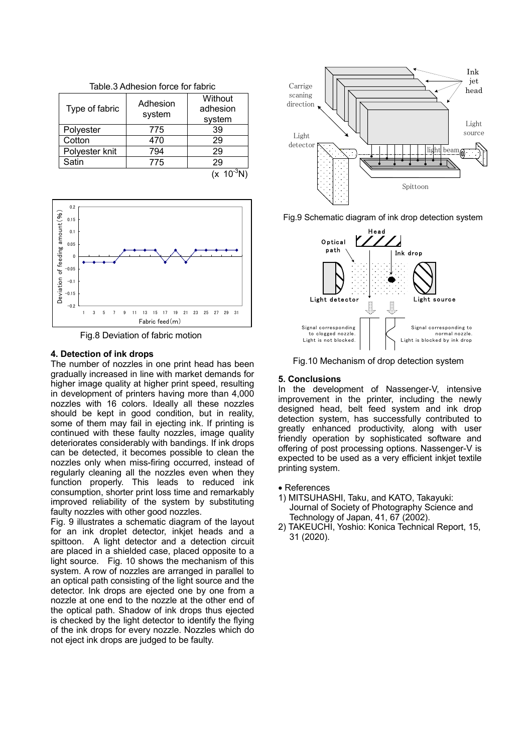Table.3 Adhesion force for fabric

| Type of fabric | Adhesion system | Without adhesion system |
| --- | --- | --- |
| Polyester | 775 | 39 |
| Cotton | 470 | 29 |
| Polyester knit | 794 | 29 |
| Satin | 775 | 29 |

(x $10^{-3}$N)

Deviation of feeding amount (%)

0.2
0.15
0.1
0.05
0
−0.05
−0.1
−0.15
−0.2

1 3 5 7 9 11 13 15 17 19 21 23 25 27 29 31

Fabric feed (m)

Fig.8 Deviation of fabric motion

### 4. Detection of ink drops

The number of nozzles in one print head has been gradually increased in line with market demands for higher image quality at higher print speed, resulting in development of printers having more than 4,000 nozzles with 16 colors. Ideally all these nozzles should be kept in good condition, but in reality, some of them may fail in ejecting ink. If printing is continued with these faulty nozzles, image quality deteriorates considerably with bandings. If ink drops can be detected, it becomes possible to clean the nozzles only when miss-firing occurred, instead of regularly cleaning all the nozzles even when they function properly. This leads to reduced ink consumption, shorter print loss time and remarkably improved reliability of the system by substituting faulty nozzles with other good nozzles.

Fig. 9 illustrates a schematic diagram of the layout for an ink droplet detector, inkjet heads and a spittoon. A light detector and a detection circuit are placed in a shielded case, placed opposite to a light source. Fig. 10 shows the mechanism of this system. A row of nozzles are arranged in parallel to an optical path consisting of the light source and the detector. Ink drops are ejected one by one from a nozzle at one end to the nozzle at the other end of the optical path. Shadow of ink drops thus ejected is checked by the light detector to identify the flying of the ink drops for every nozzle. Nozzles which do not eject ink drops are judged to be faulty.

Carrige scaning direction

Ink jet head

Light source

Light detector

light beam

Spittoon

Fig.9 Schematic diagram of ink drop detection system

Head

Optical path

Ink drop

Light detector

Light source

Signal corresponding to clogged nozzle. Light is not blocked.

Signal corresponding to normal nozzle. Light is blocked by ink drop

Fig.10 Mechanism of drop detection system

### 5. Conclusions

In the development of Nassenger-V, intensive improvement in the printer, including the newly designed head, belt feed system and ink drop detection system, has successfully contributed to greatly enhanced productivity, along with user friendly operation by sophisticated software and offering of post processing options. Nassenger-V is expected to be used as a very efficient inkjet textile printing system.

- References

1) MITSUHASHI, Taku, and KATO, Takayuki: Journal of Society of Photography Science and Technology of Japan, 41, 67 (2002).
2) TAKEUCHI, Yoshio: Konica Technical Report, 15, 31 (2020).